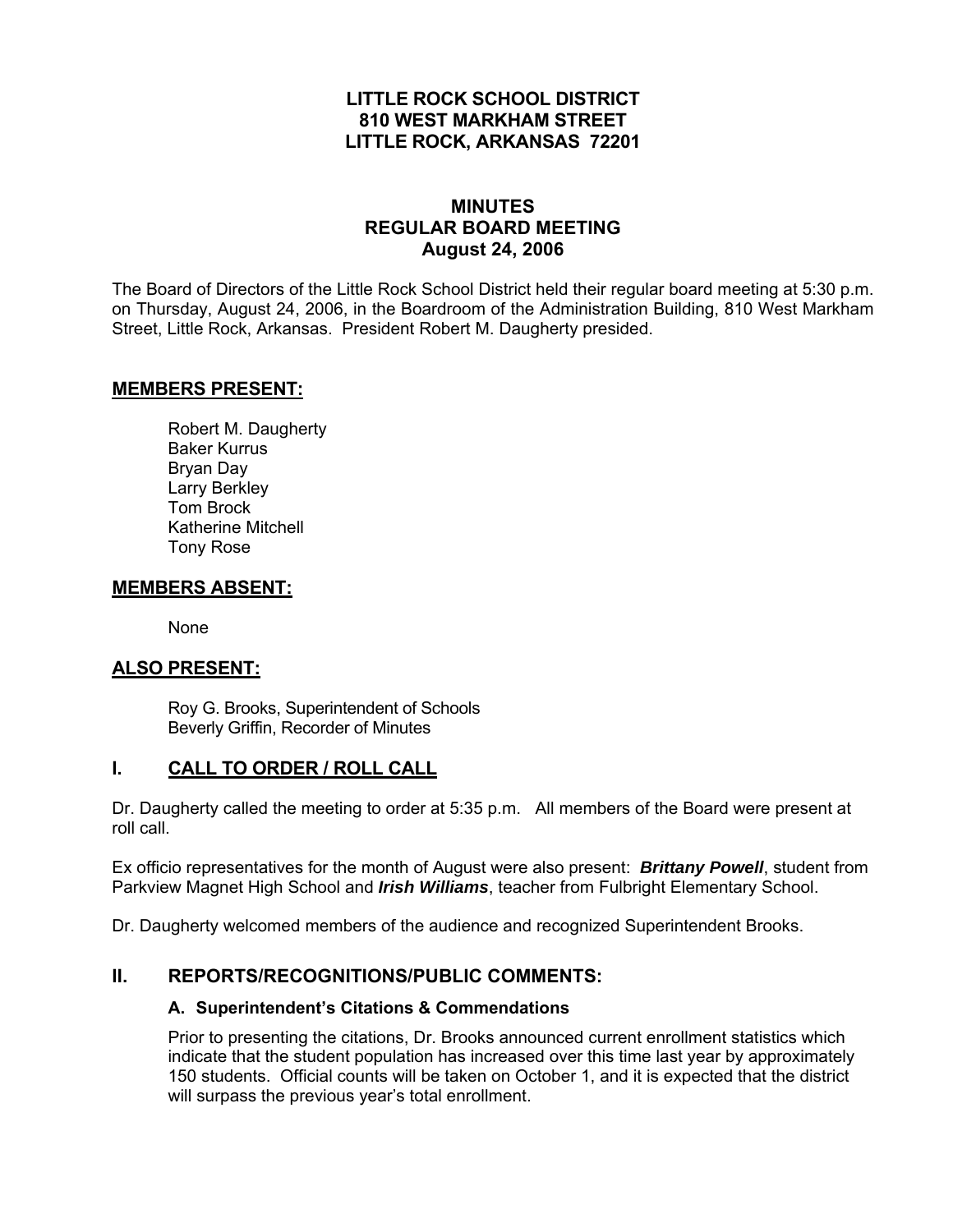# LITTLE ROCK SCHOOL DISTRICT
# 810 WEST MARKHAM STREET
# LITTLE ROCK, ARKANSAS 72201

## MINUTES
## REGULAR BOARD MEETING
## August 24, 2006

The Board of Directors of the Little Rock School District held their regular board meeting at 5:30 p.m. on Thursday, August 24, 2006, in the Boardroom of the Administration Building, 810 West Markham Street, Little Rock, Arkansas. President Robert M. Daugherty presided.

## MEMBERS PRESENT:

Robert M. Daugherty
Baker Kurrus
Bryan Day
Larry Berkley
Tom Brock
Katherine Mitchell
Tony Rose

## MEMBERS ABSENT:

None

## ALSO PRESENT:

Roy G. Brooks, Superintendent of Schools
Beverly Griffin, Recorder of Minutes

## I. CALL TO ORDER / ROLL CALL

Dr. Daugherty called the meeting to order at 5:35 p.m. All members of the Board were present at roll call.

Ex officio representatives for the month of August were also present: ***Brittany Powell***, student from Parkview Magnet High School and ***Irish Williams***, teacher from Fulbright Elementary School.

Dr. Daugherty welcomed members of the audience and recognized Superintendent Brooks.

## II. REPORTS/RECOGNITIONS/PUBLIC COMMENTS:

### A. Superintendent's Citations & Commendations

Prior to presenting the citations, Dr. Brooks announced current enrollment statistics which indicate that the student population has increased over this time last year by approximately 150 students. Official counts will be taken on October 1, and it is expected that the district will surpass the previous year's total enrollment.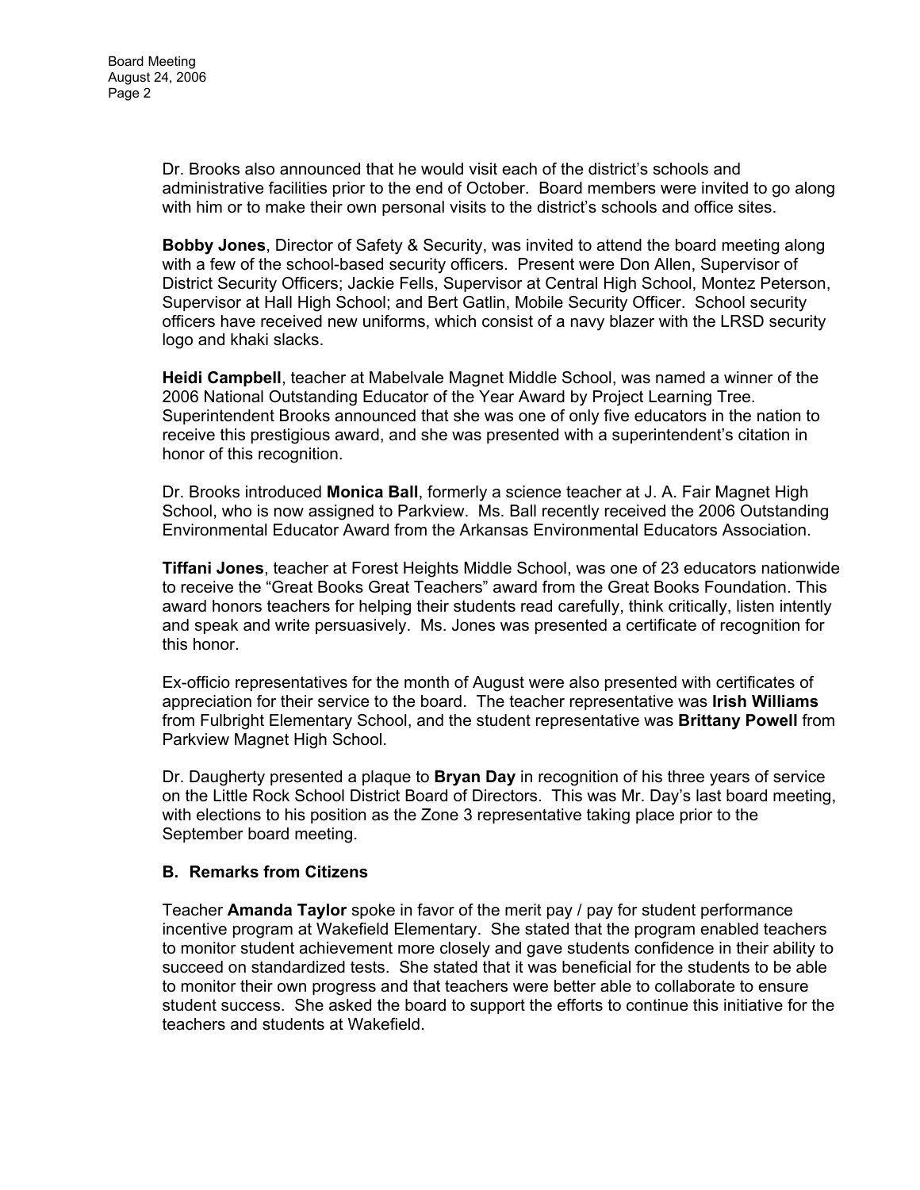Dr. Brooks also announced that he would visit each of the district's schools and administrative facilities prior to the end of October. Board members were invited to go along with him or to make their own personal visits to the district's schools and office sites.

**Bobby Jones**, Director of Safety & Security, was invited to attend the board meeting along with a few of the school-based security officers. Present were Don Allen, Supervisor of District Security Officers; Jackie Fells, Supervisor at Central High School, Montez Peterson, Supervisor at Hall High School; and Bert Gatlin, Mobile Security Officer. School security officers have received new uniforms, which consist of a navy blazer with the LRSD security logo and khaki slacks.

**Heidi Campbell**, teacher at Mabelvale Magnet Middle School, was named a winner of the 2006 National Outstanding Educator of the Year Award by Project Learning Tree. Superintendent Brooks announced that she was one of only five educators in the nation to receive this prestigious award, and she was presented with a superintendent's citation in honor of this recognition.

Dr. Brooks introduced **Monica Ball**, formerly a science teacher at J. A. Fair Magnet High School, who is now assigned to Parkview. Ms. Ball recently received the 2006 Outstanding Environmental Educator Award from the Arkansas Environmental Educators Association.

**Tiffani Jones**, teacher at Forest Heights Middle School, was one of 23 educators nationwide to receive the "Great Books Great Teachers" award from the Great Books Foundation. This award honors teachers for helping their students read carefully, think critically, listen intently and speak and write persuasively. Ms. Jones was presented a certificate of recognition for this honor.

Ex-officio representatives for the month of August were also presented with certificates of appreciation for their service to the board. The teacher representative was **Irish Williams** from Fulbright Elementary School, and the student representative was **Brittany Powell** from Parkview Magnet High School.

Dr. Daugherty presented a plaque to **Bryan Day** in recognition of his three years of service on the Little Rock School District Board of Directors. This was Mr. Day's last board meeting, with elections to his position as the Zone 3 representative taking place prior to the September board meeting.

### B. Remarks from Citizens

Teacher **Amanda Taylor** spoke in favor of the merit pay / pay for student performance incentive program at Wakefield Elementary. She stated that the program enabled teachers to monitor student achievement more closely and gave students confidence in their ability to succeed on standardized tests. She stated that it was beneficial for the students to be able to monitor their own progress and that teachers were better able to collaborate to ensure student success. She asked the board to support the efforts to continue this initiative for the teachers and students at Wakefield.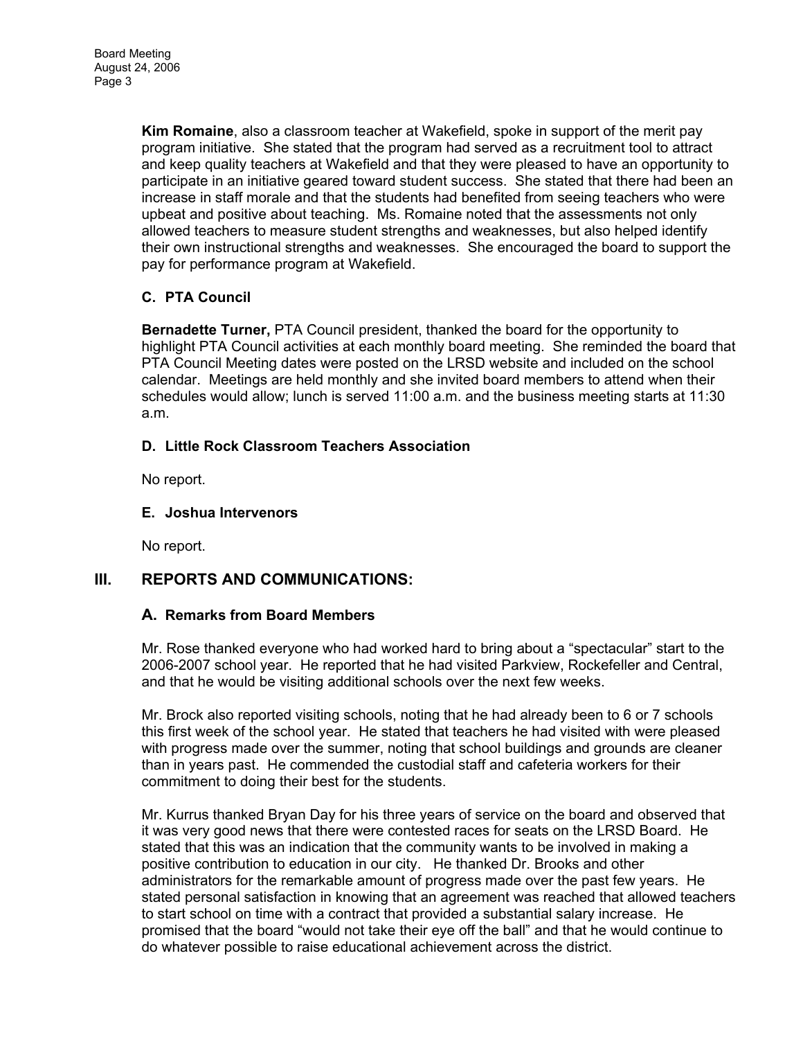**Kim Romaine**, also a classroom teacher at Wakefield, spoke in support of the merit pay program initiative. She stated that the program had served as a recruitment tool to attract and keep quality teachers at Wakefield and that they were pleased to have an opportunity to participate in an initiative geared toward student success. She stated that there had been an increase in staff morale and that the students had benefited from seeing teachers who were upbeat and positive about teaching. Ms. Romaine noted that the assessments not only allowed teachers to measure student strengths and weaknesses, but also helped identify their own instructional strengths and weaknesses. She encouraged the board to support the pay for performance program at Wakefield.

### C. PTA Council

**Bernadette Turner,** PTA Council president, thanked the board for the opportunity to highlight PTA Council activities at each monthly board meeting. She reminded the board that PTA Council Meeting dates were posted on the LRSD website and included on the school calendar. Meetings are held monthly and she invited board members to attend when their schedules would allow; lunch is served 11:00 a.m. and the business meeting starts at 11:30 a.m.

### D. Little Rock Classroom Teachers Association

No report.

### E. Joshua Intervenors

No report.

## III. REPORTS AND COMMUNICATIONS:

### A. Remarks from Board Members

Mr. Rose thanked everyone who had worked hard to bring about a "spectacular" start to the 2006-2007 school year. He reported that he had visited Parkview, Rockefeller and Central, and that he would be visiting additional schools over the next few weeks.

Mr. Brock also reported visiting schools, noting that he had already been to 6 or 7 schools this first week of the school year. He stated that teachers he had visited with were pleased with progress made over the summer, noting that school buildings and grounds are cleaner than in years past. He commended the custodial staff and cafeteria workers for their commitment to doing their best for the students.

Mr. Kurrus thanked Bryan Day for his three years of service on the board and observed that it was very good news that there were contested races for seats on the LRSD Board. He stated that this was an indication that the community wants to be involved in making a positive contribution to education in our city. He thanked Dr. Brooks and other administrators for the remarkable amount of progress made over the past few years. He stated personal satisfaction in knowing that an agreement was reached that allowed teachers to start school on time with a contract that provided a substantial salary increase. He promised that the board "would not take their eye off the ball" and that he would continue to do whatever possible to raise educational achievement across the district.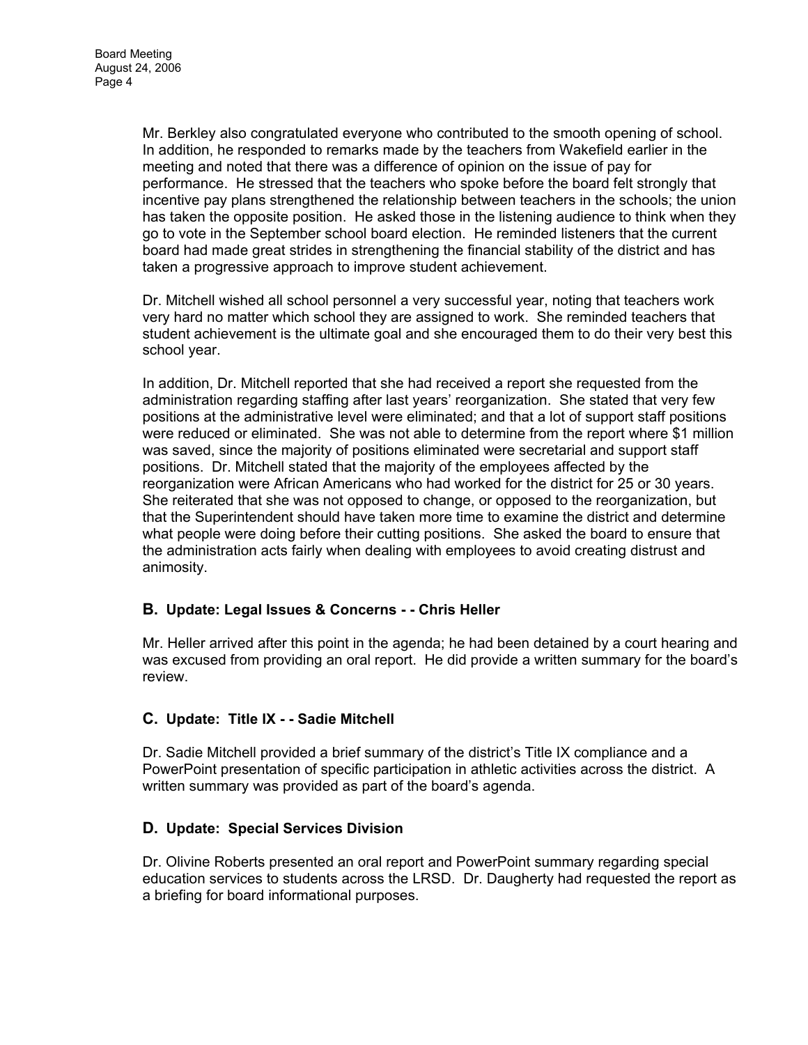Mr. Berkley also congratulated everyone who contributed to the smooth opening of school. In addition, he responded to remarks made by the teachers from Wakefield earlier in the meeting and noted that there was a difference of opinion on the issue of pay for performance. He stressed that the teachers who spoke before the board felt strongly that incentive pay plans strengthened the relationship between teachers in the schools; the union has taken the opposite position. He asked those in the listening audience to think when they go to vote in the September school board election. He reminded listeners that the current board had made great strides in strengthening the financial stability of the district and has taken a progressive approach to improve student achievement.

Dr. Mitchell wished all school personnel a very successful year, noting that teachers work very hard no matter which school they are assigned to work. She reminded teachers that student achievement is the ultimate goal and she encouraged them to do their very best this school year.

In addition, Dr. Mitchell reported that she had received a report she requested from the administration regarding staffing after last years' reorganization. She stated that very few positions at the administrative level were eliminated; and that a lot of support staff positions were reduced or eliminated. She was not able to determine from the report where $1 million was saved, since the majority of positions eliminated were secretarial and support staff positions. Dr. Mitchell stated that the majority of the employees affected by the reorganization were African Americans who had worked for the district for 25 or 30 years. She reiterated that she was not opposed to change, or opposed to the reorganization, but that the Superintendent should have taken more time to examine the district and determine what people were doing before their cutting positions. She asked the board to ensure that the administration acts fairly when dealing with employees to avoid creating distrust and animosity.

### B. Update: Legal Issues & Concerns - - Chris Heller

Mr. Heller arrived after this point in the agenda; he had been detained by a court hearing and was excused from providing an oral report. He did provide a written summary for the board's review.

### C. Update: Title IX - - Sadie Mitchell

Dr. Sadie Mitchell provided a brief summary of the district's Title IX compliance and a PowerPoint presentation of specific participation in athletic activities across the district. A written summary was provided as part of the board's agenda.

### D. Update: Special Services Division

Dr. Olivine Roberts presented an oral report and PowerPoint summary regarding special education services to students across the LRSD. Dr. Daugherty had requested the report as a briefing for board informational purposes.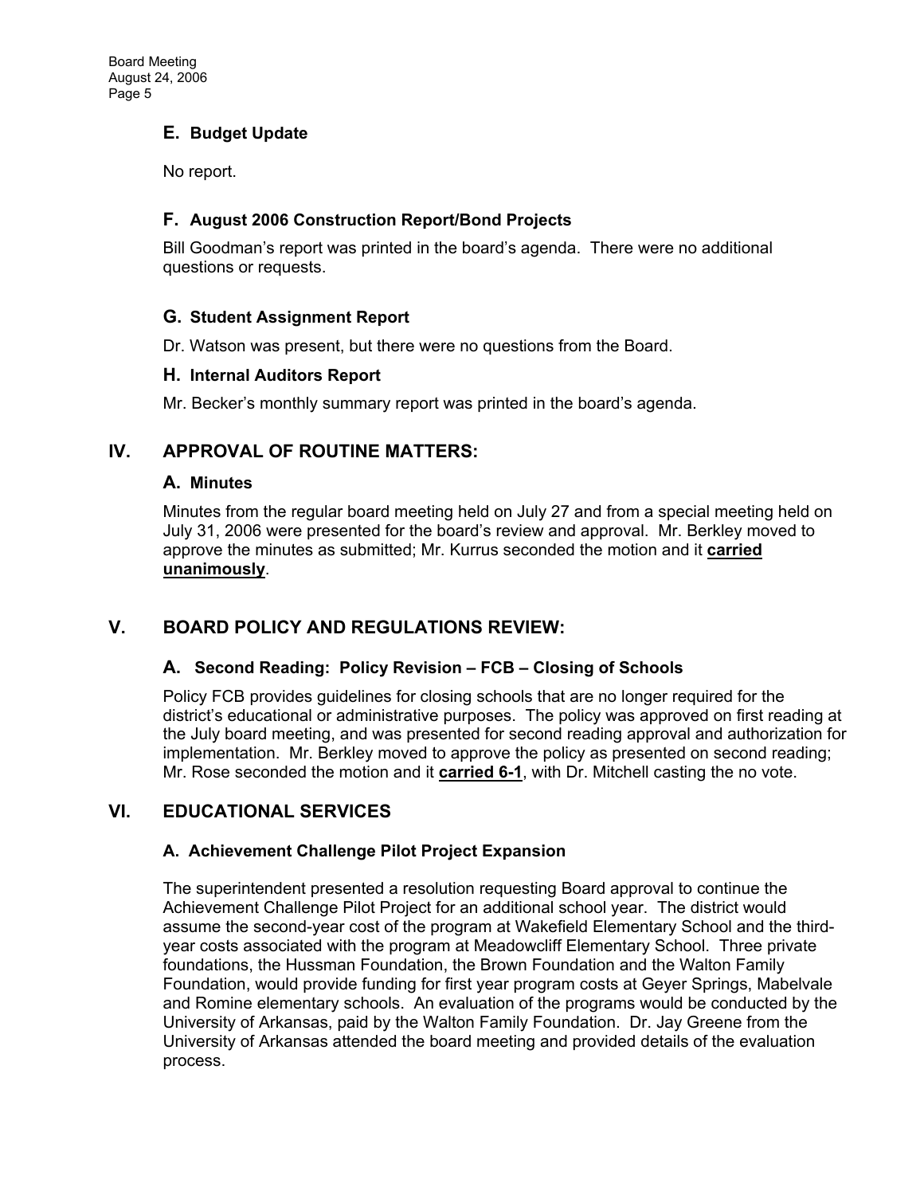### E. Budget Update

No report.

### F. August 2006 Construction Report/Bond Projects

Bill Goodman's report was printed in the board's agenda. There were no additional questions or requests.

### G. Student Assignment Report

Dr. Watson was present, but there were no questions from the Board.

### H. Internal Auditors Report

Mr. Becker's monthly summary report was printed in the board's agenda.

## IV. APPROVAL OF ROUTINE MATTERS:

### A. Minutes

Minutes from the regular board meeting held on July 27 and from a special meeting held on July 31, 2006 were presented for the board's review and approval. Mr. Berkley moved to approve the minutes as submitted; Mr. Kurrus seconded the motion and it **carried unanimously**.

## V. BOARD POLICY AND REGULATIONS REVIEW:

### A. Second Reading: Policy Revision – FCB – Closing of Schools

Policy FCB provides guidelines for closing schools that are no longer required for the district's educational or administrative purposes. The policy was approved on first reading at the July board meeting, and was presented for second reading approval and authorization for implementation. Mr. Berkley moved to approve the policy as presented on second reading; Mr. Rose seconded the motion and it **carried 6-1**, with Dr. Mitchell casting the no vote.

## VI. EDUCATIONAL SERVICES

### A. Achievement Challenge Pilot Project Expansion

The superintendent presented a resolution requesting Board approval to continue the Achievement Challenge Pilot Project for an additional school year. The district would assume the second-year cost of the program at Wakefield Elementary School and the third-year costs associated with the program at Meadowcliff Elementary School. Three private foundations, the Hussman Foundation, the Brown Foundation and the Walton Family Foundation, would provide funding for first year program costs at Geyer Springs, Mabelvale and Romine elementary schools. An evaluation of the programs would be conducted by the University of Arkansas, paid by the Walton Family Foundation. Dr. Jay Greene from the University of Arkansas attended the board meeting and provided details of the evaluation process.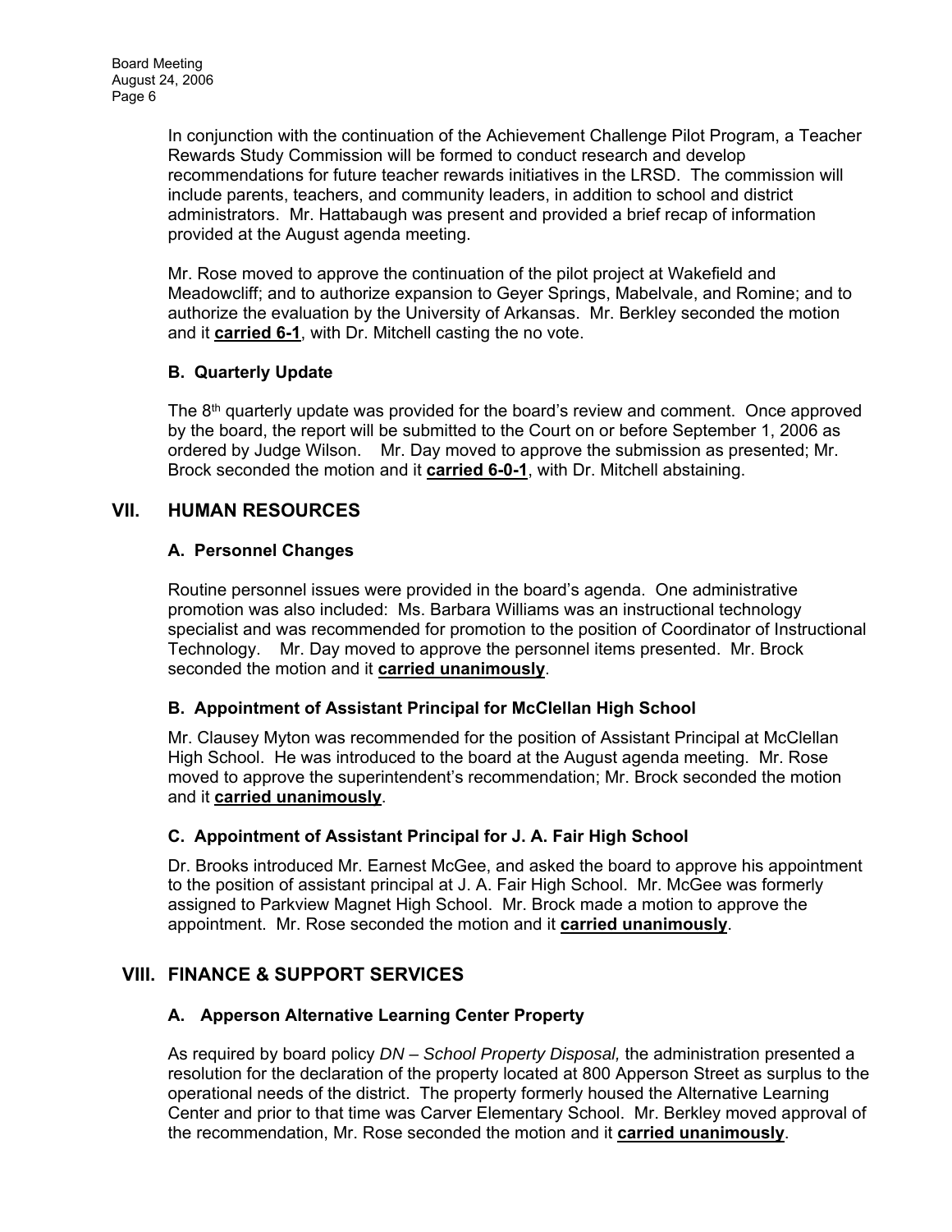In conjunction with the continuation of the Achievement Challenge Pilot Program, a Teacher Rewards Study Commission will be formed to conduct research and develop recommendations for future teacher rewards initiatives in the LRSD. The commission will include parents, teachers, and community leaders, in addition to school and district administrators. Mr. Hattabaugh was present and provided a brief recap of information provided at the August agenda meeting.

Mr. Rose moved to approve the continuation of the pilot project at Wakefield and Meadowcliff; and to authorize expansion to Geyer Springs, Mabelvale, and Romine; and to authorize the evaluation by the University of Arkansas. Mr. Berkley seconded the motion and it **carried 6-1**, with Dr. Mitchell casting the no vote.

### B. Quarterly Update

The 8th quarterly update was provided for the board's review and comment. Once approved by the board, the report will be submitted to the Court on or before September 1, 2006 as ordered by Judge Wilson. Mr. Day moved to approve the submission as presented; Mr. Brock seconded the motion and it **carried 6-0-1**, with Dr. Mitchell abstaining.

## VII. HUMAN RESOURCES

### A. Personnel Changes

Routine personnel issues were provided in the board's agenda. One administrative promotion was also included: Ms. Barbara Williams was an instructional technology specialist and was recommended for promotion to the position of Coordinator of Instructional Technology. Mr. Day moved to approve the personnel items presented. Mr. Brock seconded the motion and it **carried unanimously**.

### B. Appointment of Assistant Principal for McClellan High School

Mr. Clausey Myton was recommended for the position of Assistant Principal at McClellan High School. He was introduced to the board at the August agenda meeting. Mr. Rose moved to approve the superintendent's recommendation; Mr. Brock seconded the motion and it **carried unanimously**.

### C. Appointment of Assistant Principal for J. A. Fair High School

Dr. Brooks introduced Mr. Earnest McGee, and asked the board to approve his appointment to the position of assistant principal at J. A. Fair High School. Mr. McGee was formerly assigned to Parkview Magnet High School. Mr. Brock made a motion to approve the appointment. Mr. Rose seconded the motion and it **carried unanimously**.

## VIII. FINANCE & SUPPORT SERVICES

### A. Apperson Alternative Learning Center Property

As required by board policy *DN – School Property Disposal,* the administration presented a resolution for the declaration of the property located at 800 Apperson Street as surplus to the operational needs of the district. The property formerly housed the Alternative Learning Center and prior to that time was Carver Elementary School. Mr. Berkley moved approval of the recommendation, Mr. Rose seconded the motion and it **carried unanimously**.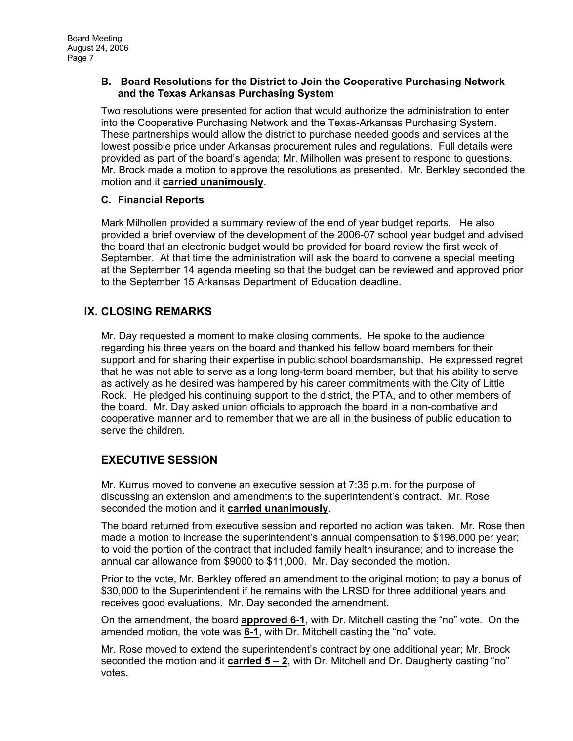### B. Board Resolutions for the District to Join the Cooperative Purchasing Network and the Texas Arkansas Purchasing System

Two resolutions were presented for action that would authorize the administration to enter into the Cooperative Purchasing Network and the Texas-Arkansas Purchasing System. These partnerships would allow the district to purchase needed goods and services at the lowest possible price under Arkansas procurement rules and regulations. Full details were provided as part of the board's agenda; Mr. Milhollen was present to respond to questions. Mr. Brock made a motion to approve the resolutions as presented. Mr. Berkley seconded the motion and it **carried unanimously**.

### C. Financial Reports

Mark Milhollen provided a summary review of the end of year budget reports. He also provided a brief overview of the development of the 2006-07 school year budget and advised the board that an electronic budget would be provided for board review the first week of September. At that time the administration will ask the board to convene a special meeting at the September 14 agenda meeting so that the budget can be reviewed and approved prior to the September 15 Arkansas Department of Education deadline.

## IX. CLOSING REMARKS

Mr. Day requested a moment to make closing comments. He spoke to the audience regarding his three years on the board and thanked his fellow board members for their support and for sharing their expertise in public school boardsmanship. He expressed regret that he was not able to serve as a long long-term board member, but that his ability to serve as actively as he desired was hampered by his career commitments with the City of Little Rock. He pledged his continuing support to the district, the PTA, and to other members of the board. Mr. Day asked union officials to approach the board in a non-combative and cooperative manner and to remember that we are all in the business of public education to serve the children.

## EXECUTIVE SESSION

Mr. Kurrus moved to convene an executive session at 7:35 p.m. for the purpose of discussing an extension and amendments to the superintendent's contract. Mr. Rose seconded the motion and it **carried unanimously**.

The board returned from executive session and reported no action was taken. Mr. Rose then made a motion to increase the superintendent's annual compensation to $198,000 per year; to void the portion of the contract that included family health insurance; and to increase the annual car allowance from $9000 to $11,000. Mr. Day seconded the motion.

Prior to the vote, Mr. Berkley offered an amendment to the original motion; to pay a bonus of $30,000 to the Superintendent if he remains with the LRSD for three additional years and receives good evaluations. Mr. Day seconded the amendment.

On the amendment, the board **approved 6-1**, with Dr. Mitchell casting the "no" vote. On the amended motion, the vote was **6-1**, with Dr. Mitchell casting the "no" vote.

Mr. Rose moved to extend the superintendent's contract by one additional year; Mr. Brock seconded the motion and it **carried 5 – 2**, with Dr. Mitchell and Dr. Daugherty casting "no" votes.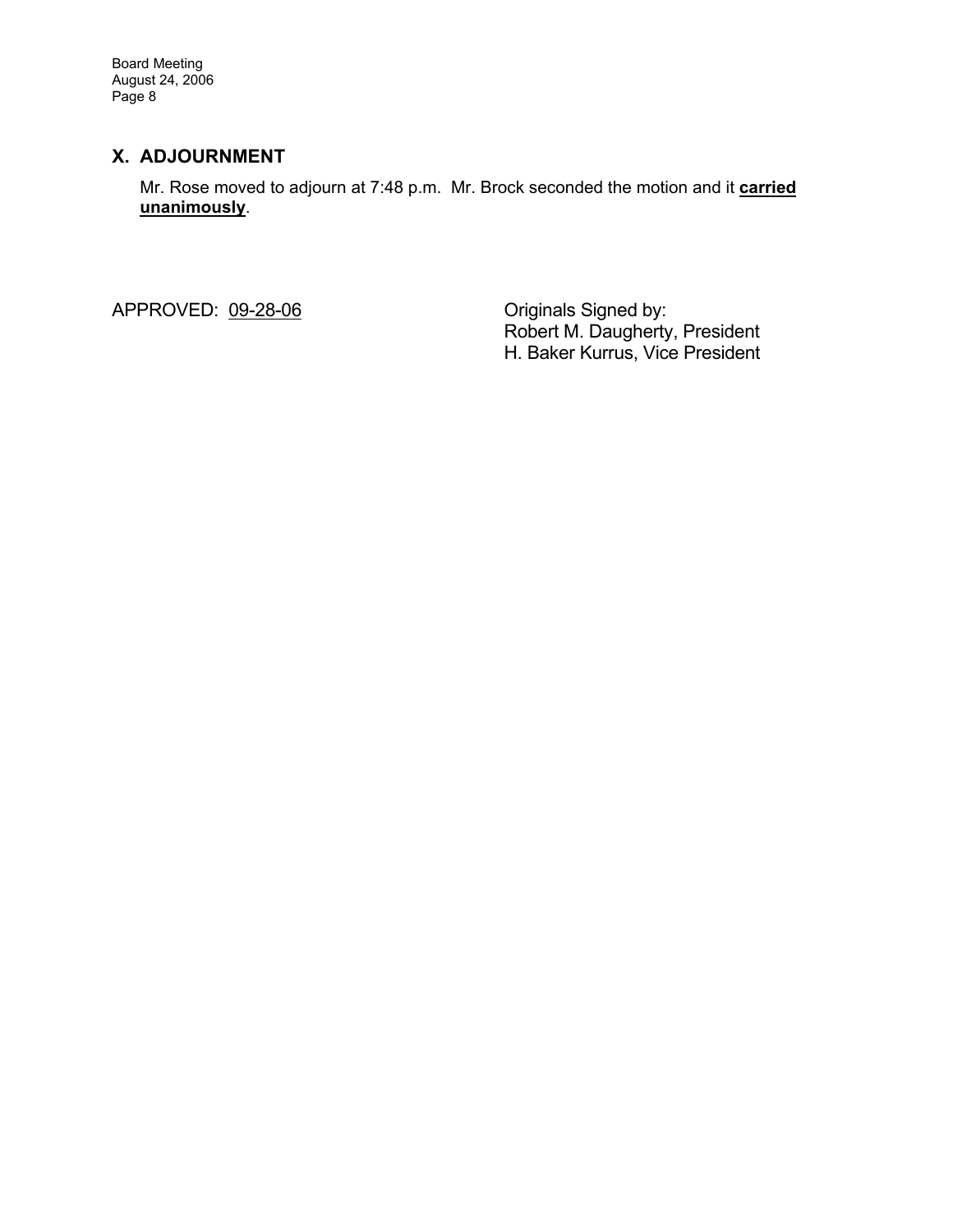## X. ADJOURNMENT

Mr. Rose moved to adjourn at 7:48 p.m. Mr. Brock seconded the motion and it **carried unanimously**.

APPROVED: 09-28-06

Originals Signed by:
Robert M. Daugherty, President
H. Baker Kurrus, Vice President